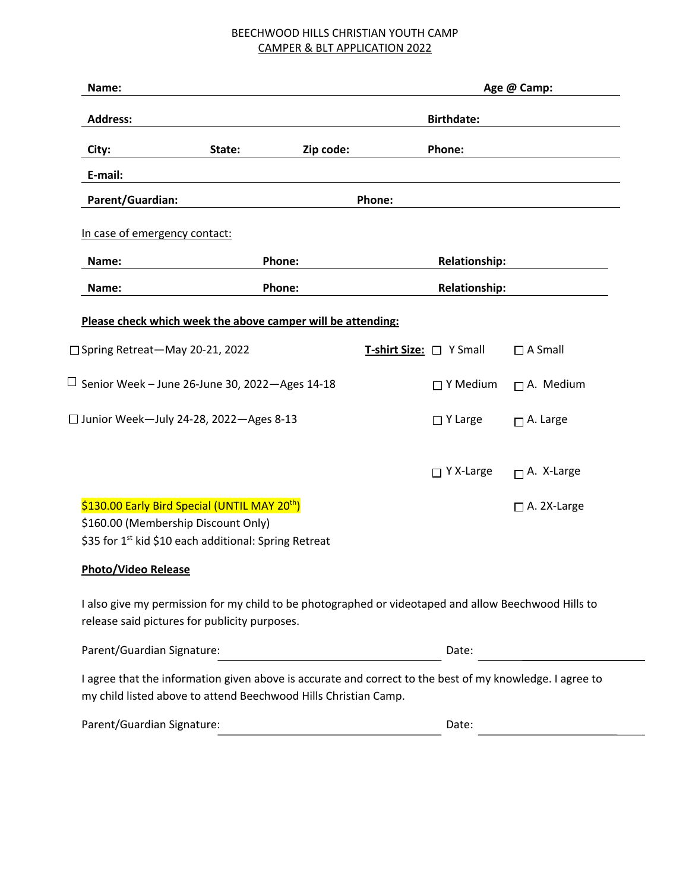# BEECHWOOD HILLS CHRISTIAN YOUTH CAMP

## CAMPER & BLT APPLICATION 2022

**Name:** **Age @ Camp:**

**Address:** **Birthdate:**

**City:** **State:** **Zip code:** **Phone:**

**E-mail:**

**Parent/Guardian:** **Phone:**

In case of emergency contact:

**Name:** **Phone:** **Relationship:**

**Name:** **Phone:** **Relationship:**

**Please check which week the above camper will be attending:**

- ☐ Spring Retreat—May 20-21, 2022
- ☐ Senior Week – June 26-June 30, 2022—Ages 14-18
- ☐ Junior Week—July 24-28, 2022—Ages 8-13

**T-shirt Size:**

| | |
|---|---|
| ☐ Y Small | ☐ A Small |
| ☐ Y Medium | ☐ A. Medium |
| ☐ Y Large | ☐ A. Large |
| ☐ Y X-Large | ☐ A. X-Large |
| | ☐ A. 2X-Large |

$130.00 Early Bird Special (UNTIL MAY 20th)
$160.00 (Membership Discount Only)
$35 for 1st kid $10 each additional: Spring Retreat

**Photo/Video Release**

I also give my permission for my child to be photographed or videotaped and allow Beechwood Hills to release said pictures for publicity purposes.

Parent/Guardian Signature: ______________________ Date: ______________

I agree that the information given above is accurate and correct to the best of my knowledge. I agree to my child listed above to attend Beechwood Hills Christian Camp.

Parent/Guardian Signature: ______________________ Date: ______________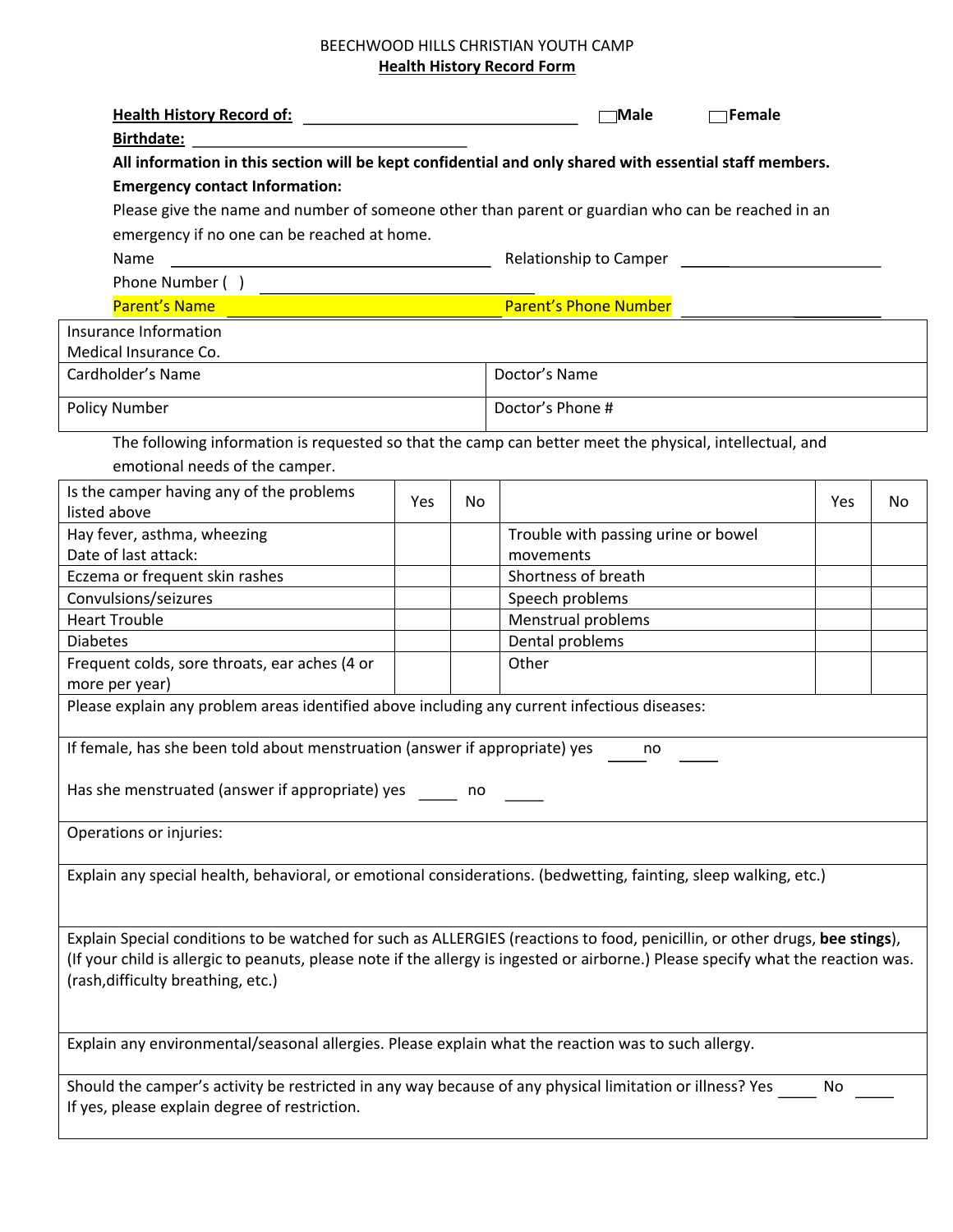BEECHWOOD HILLS CHRISTIAN YOUTH CAMP

**Health History Record Form**

**Health History Record of:** ________________________________ ☐**Male** ☐**Female**

**Birthdate:** ____________________________

**All information in this section will be kept confidential and only shared with essential staff members.**

**Emergency contact Information:**

Please give the name and number of someone other than parent or guardian who can be reached in an emergency if no one can be reached at home.

Name ____________________________________ Relationship to Camper ______________________

Phone Number ( ) ______________________________

Parent's Name ______________________________ Parent's Phone Number ______________________

| Insurance Information<br>Medical Insurance Co. | |
|---|---|
| Cardholder's Name | Doctor's Name |
| Policy Number | Doctor's Phone # |

The following information is requested so that the camp can better meet the physical, intellectual, and emotional needs of the camper.

| Is the camper having any of the problems listed above | Yes | No | | Yes | No |
|---|---|---|---|---|---|
| Hay fever, asthma, wheezing<br>Date of last attack: | | | Trouble with passing urine or bowel movements | | |
| Eczema or frequent skin rashes | | | Shortness of breath | | |
| Convulsions/seizures | | | Speech problems | | |
| Heart Trouble | | | Menstrual problems | | |
| Diabetes | | | Dental problems | | |
| Frequent colds, sore throats, ear aches (4 or more per year) | | | Other | | |

Please explain any problem areas identified above including any current infectious diseases:

If female, has she been told about menstruation (answer if appropriate) yes _____ no _____

Has she menstruated (answer if appropriate) yes _____ no _____

Operations or injuries:

Explain any special health, behavioral, or emotional considerations. (bedwetting, fainting, sleep walking, etc.)

Explain Special conditions to be watched for such as ALLERGIES (reactions to food, penicillin, or other drugs, **bee stings**), (If your child is allergic to peanuts, please note if the allergy is ingested or airborne.) Please specify what the reaction was. (rash,difficulty breathing, etc.)

Explain any environmental/seasonal allergies. Please explain what the reaction was to such allergy.

Should the camper's activity be restricted in any way because of any physical limitation or illness? Yes _____ No _____
If yes, please explain degree of restriction.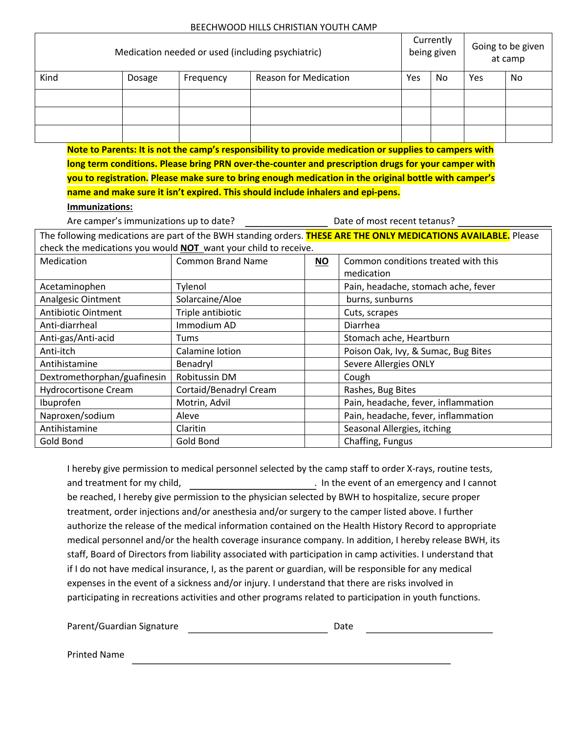BEECHWOOD HILLS CHRISTIAN YOUTH CAMP

| Medication needed or used (including psychiatric) | | | | Currently being given | | Going to be given at camp | |
|---|---|---|---|---|---|---|---|
| Kind | Dosage | Frequency | Reason for Medication | Yes | No | Yes | No |
| | | | | | | | |
| | | | | | | | |
| | | | | | | | |

**Note to Parents: It is not the camp's responsibility to provide medication or supplies to campers with long term conditions. Please bring PRN over-the-counter and prescription drugs for your camper with you to registration. Please make sure to bring enough medication in the original bottle with camper's name and make sure it isn't expired. This should include inhalers and epi-pens.**

**Immunizations:**

Are camper's immunizations up to date? ________________ Date of most recent tetanus? ________________

The following medications are part of the BWH standing orders. **THESE ARE THE ONLY MEDICATIONS AVAILABLE.** Please check the medications you would **NOT** want your child to receive.

| Medication | Common Brand Name | **NO** | Common conditions treated with this medication |
|---|---|---|---|
| Acetaminophen | Tylenol | | Pain, headache, stomach ache, fever |
| Analgesic Ointment | Solarcaine/Aloe | | burns, sunburns |
| Antibiotic Ointment | Triple antibiotic | | Cuts, scrapes |
| Anti-diarrheal | Immodium AD | | Diarrhea |
| Anti-gas/Anti-acid | Tums | | Stomach ache, Heartburn |
| Anti-itch | Calamine lotion | | Poison Oak, Ivy, & Sumac, Bug Bites |
| Antihistamine | Benadryl | | Severe Allergies ONLY |
| Dextromethorphan/guafinesin | Robitussin DM | | Cough |
| Hydrocortisone Cream | Cortaid/Benadryl Cream | | Rashes, Bug Bites |
| Ibuprofen | Motrin, Advil | | Pain, headache, fever, inflammation |
| Naproxen/sodium | Aleve | | Pain, headache, fever, inflammation |
| Antihistamine | Claritin | | Seasonal Allergies, itching |
| Gold Bond | Gold Bond | | Chaffing, Fungus |

I hereby give permission to medical personnel selected by the camp staff to order X-rays, routine tests, and treatment for my child, ________________________. In the event of an emergency and I cannot be reached, I hereby give permission to the physician selected by BWH to hospitalize, secure proper treatment, order injections and/or anesthesia and/or surgery to the camper listed above. I further authorize the release of the medical information contained on the Health History Record to appropriate medical personnel and/or the health coverage insurance company. In addition, I hereby release BWH, its staff, Board of Directors from liability associated with participation in camp activities. I understand that if I do not have medical insurance, I, as the parent or guardian, will be responsible for any medical expenses in the event of a sickness and/or injury. I understand that there are risks involved in participating in recreations activities and other programs related to participation in youth functions.

Parent/Guardian Signature ____________________________ Date ________________________

Printed Name ____________________________________________________________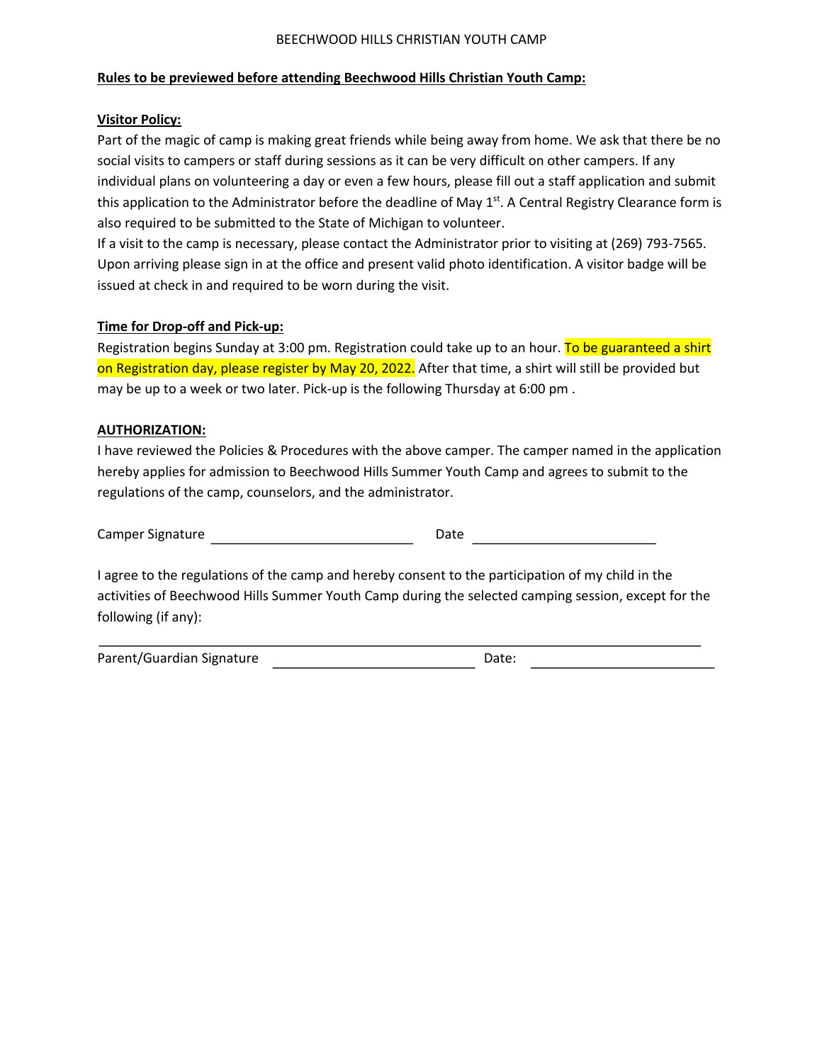BEECHWOOD HILLS CHRISTIAN YOUTH CAMP

**Rules to be previewed before attending Beechwood Hills Christian Youth Camp:**

**Visitor Policy:**

Part of the magic of camp is making great friends while being away from home. We ask that there be no social visits to campers or staff during sessions as it can be very difficult on other campers. If any individual plans on volunteering a day or even a few hours, please fill out a staff application and submit this application to the Administrator before the deadline of May 1st. A Central Registry Clearance form is also required to be submitted to the State of Michigan to volunteer.

If a visit to the camp is necessary, please contact the Administrator prior to visiting at (269) 793-7565. Upon arriving please sign in at the office and present valid photo identification. A visitor badge will be issued at check in and required to be worn during the visit.

**Time for Drop-off and Pick-up:**

Registration begins Sunday at 3:00 pm. Registration could take up to an hour. To be guaranteed a shirt on Registration day, please register by May 20, 2022. After that time, a shirt will still be provided but may be up to a week or two later. Pick-up is the following Thursday at 6:00 pm .

**AUTHORIZATION:**

I have reviewed the Policies & Procedures with the above camper. The camper named in the application hereby applies for admission to Beechwood Hills Summer Youth Camp and agrees to submit to the regulations of the camp, counselors, and the administrator.

Camper Signature ____________________________ Date _________________________

I agree to the regulations of the camp and hereby consent to the participation of my child in the activities of Beechwood Hills Summer Youth Camp during the selected camping session, except for the following (if any):

_____________________________________________________________________________________

Parent/Guardian Signature ____________________________ Date: _________________________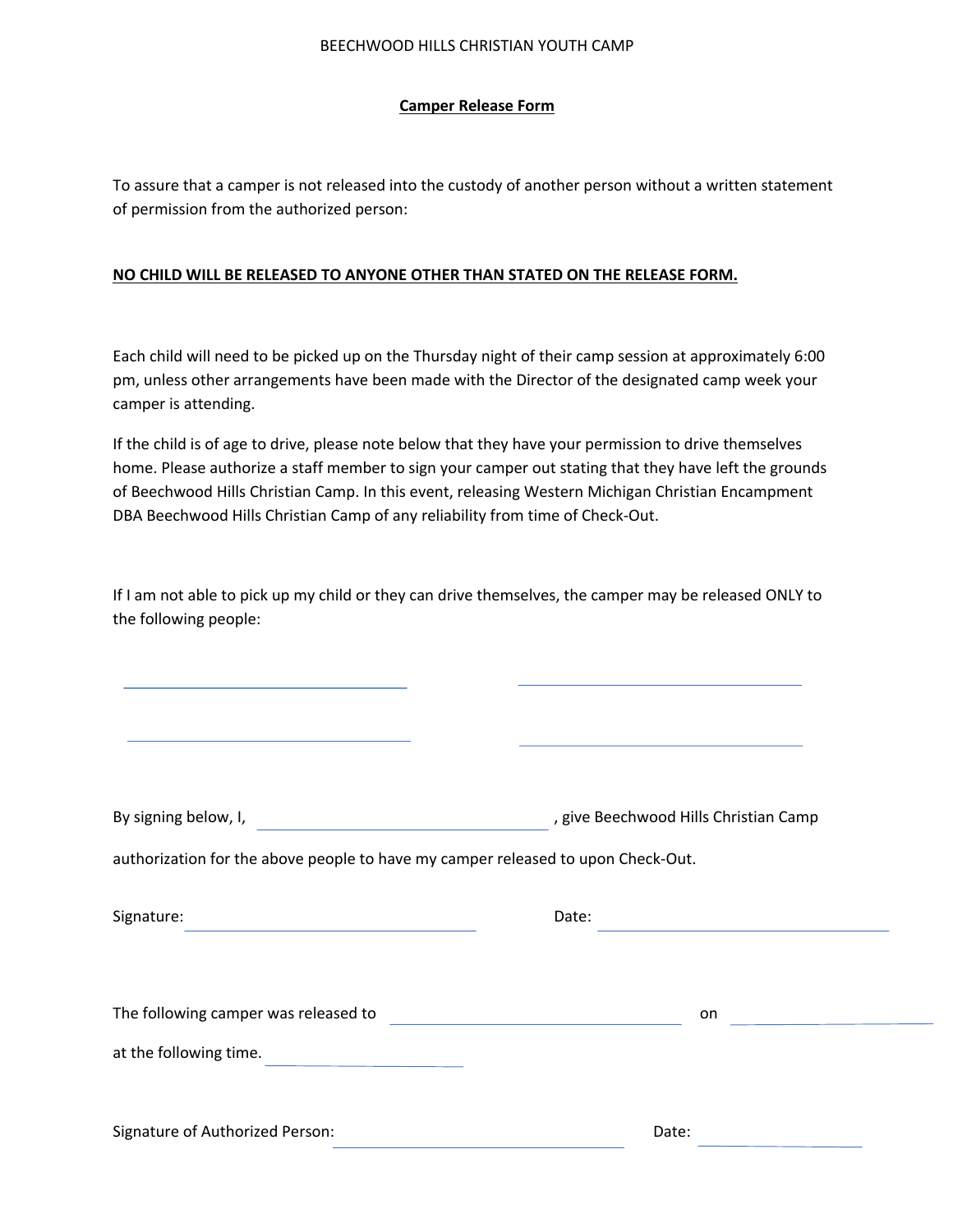BEECHWOOD HILLS CHRISTIAN YOUTH CAMP

## Camper Release Form

To assure that a camper is not released into the custody of another person without a written statement of permission from the authorized person:

**NO CHILD WILL BE RELEASED TO ANYONE OTHER THAN STATED ON THE RELEASE FORM.**

Each child will need to be picked up on the Thursday night of their camp session at approximately 6:00 pm, unless other arrangements have been made with the Director of the designated camp week your camper is attending.

If the child is of age to drive, please note below that they have your permission to drive themselves home. Please authorize a staff member to sign your camper out stating that they have left the grounds of Beechwood Hills Christian Camp. In this event, releasing Western Michigan Christian Encampment DBA Beechwood Hills Christian Camp of any reliability from time of Check-Out.

If I am not able to pick up my child or they can drive themselves, the camper may be released ONLY to the following people:

______________________________ ______________________________

______________________________ ______________________________

By signing below, I, ______________________________ , give Beechwood Hills Christian Camp authorization for the above people to have my camper released to upon Check-Out.

Signature: ______________________________ Date: ______________________________

The following camper was released to ______________________________ on ____________________

at the following time. ____________________

Signature of Authorized Person: ______________________________ Date: ________________